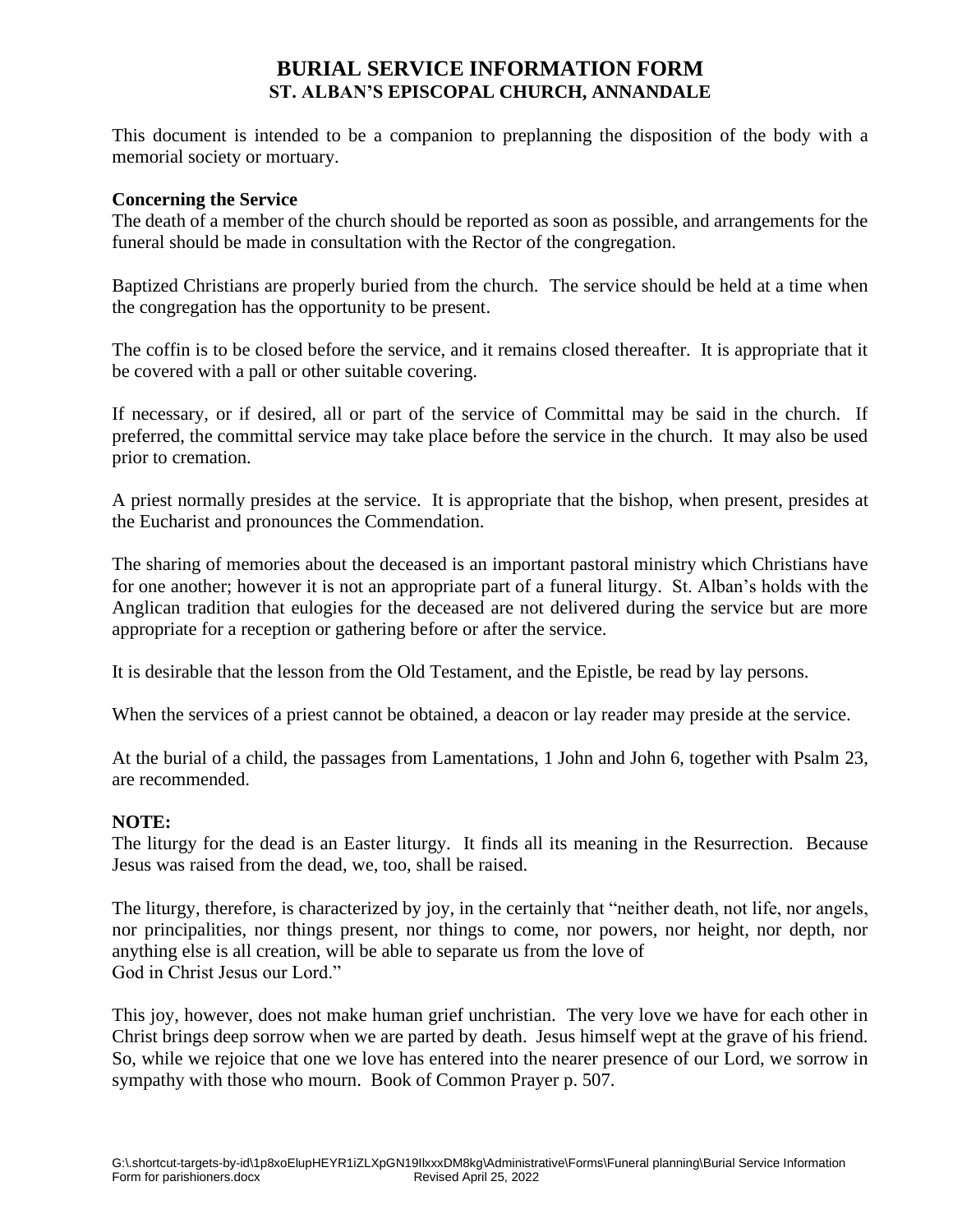# BURIAL SERVICE INFORMATION FORM
## ST. ALBAN'S EPISCOPAL CHURCH, ANNANDALE

This document is intended to be a companion to preplanning the disposition of the body with a memorial society or mortuary.

**Concerning the Service**

The death of a member of the church should be reported as soon as possible, and arrangements for the funeral should be made in consultation with the Rector of the congregation.

Baptized Christians are properly buried from the church. The service should be held at a time when the congregation has the opportunity to be present.

The coffin is to be closed before the service, and it remains closed thereafter. It is appropriate that it be covered with a pall or other suitable covering.

If necessary, or if desired, all or part of the service of Committal may be said in the church. If preferred, the committal service may take place before the service in the church. It may also be used prior to cremation.

A priest normally presides at the service. It is appropriate that the bishop, when present, presides at the Eucharist and pronounces the Commendation.

The sharing of memories about the deceased is an important pastoral ministry which Christians have for one another; however it is not an appropriate part of a funeral liturgy. St. Alban's holds with the Anglican tradition that eulogies for the deceased are not delivered during the service but are more appropriate for a reception or gathering before or after the service.

It is desirable that the lesson from the Old Testament, and the Epistle, be read by lay persons.

When the services of a priest cannot be obtained, a deacon or lay reader may preside at the service.

At the burial of a child, the passages from Lamentations, 1 John and John 6, together with Psalm 23, are recommended.

**NOTE:**

The liturgy for the dead is an Easter liturgy. It finds all its meaning in the Resurrection. Because Jesus was raised from the dead, we, too, shall be raised.

The liturgy, therefore, is characterized by joy, in the certainly that "neither death, not life, nor angels, nor principalities, nor things present, nor things to come, nor powers, nor height, nor depth, nor anything else is all creation, will be able to separate us from the love of God in Christ Jesus our Lord."

This joy, however, does not make human grief unchristian. The very love we have for each other in Christ brings deep sorrow when we are parted by death. Jesus himself wept at the grave of his friend. So, while we rejoice that one we love has entered into the nearer presence of our Lord, we sorrow in sympathy with those who mourn. Book of Common Prayer p. 507.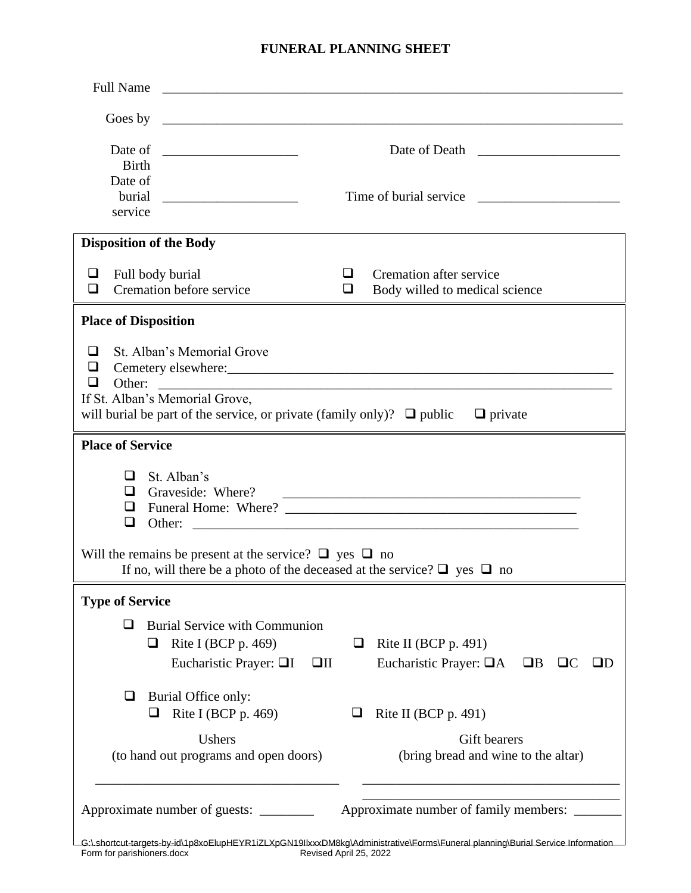# FUNERAL PLANNING SHEET

Full Name ________________________________________________________________________

Goes by ________________________________________________________________________

Date of Birth ____________________ Date of Death ____________________

Date of burial service ____________________ Time of burial service ____________________

**Disposition of the Body**

- ❑ Full body burial
- ❑ Cremation after service
- ❑ Cremation before service
- ❑ Body willed to medical science

**Place of Disposition**

- ❑ St. Alban's Memorial Grove
- ❑ Cemetery elsewhere:____________________________________________________________
- ❑ Other: ________________________________________________________________________

If St. Alban's Memorial Grove,
will burial be part of the service, or private (family only)? ❑ public ❑ private

**Place of Service**

- ❑ St. Alban's
- ❑ Graveside: Where? ____________________________________________
- ❑ Funeral Home: Where? ____________________________________________
- ❑ Other: ____________________________________________________________

Will the remains be present at the service? ❑ yes ❑ no
If no, will there be a photo of the deceased at the service? ❑ yes ❑ no

**Type of Service**

- ❑ Burial Service with Communion
  - ❑ Rite I (BCP p. 469) Eucharistic Prayer: ❑I ❑II
  - ❑ Rite II (BCP p. 491) Eucharistic Prayer: ❑A ❑B ❑C ❑D
- ❑ Burial Office only:
  - ❑ Rite I (BCP p. 469)
  - ❑ Rite II (BCP p. 491)

Ushers (to hand out programs and open doors)

____________________________________

Gift bearers (bring bread and wine to the altar)

____________________________________

____________________________________

Approximate number of guests: ________ Approximate number of family members: _______

G:\.shortcut-targets-by-id\1p8xoElupHEYR1iZLXpGN19IlxxxDM8kg\Administrative\Forms\Funeral planning\Burial Service Information Form for parishioners.docx Revised April 25, 2022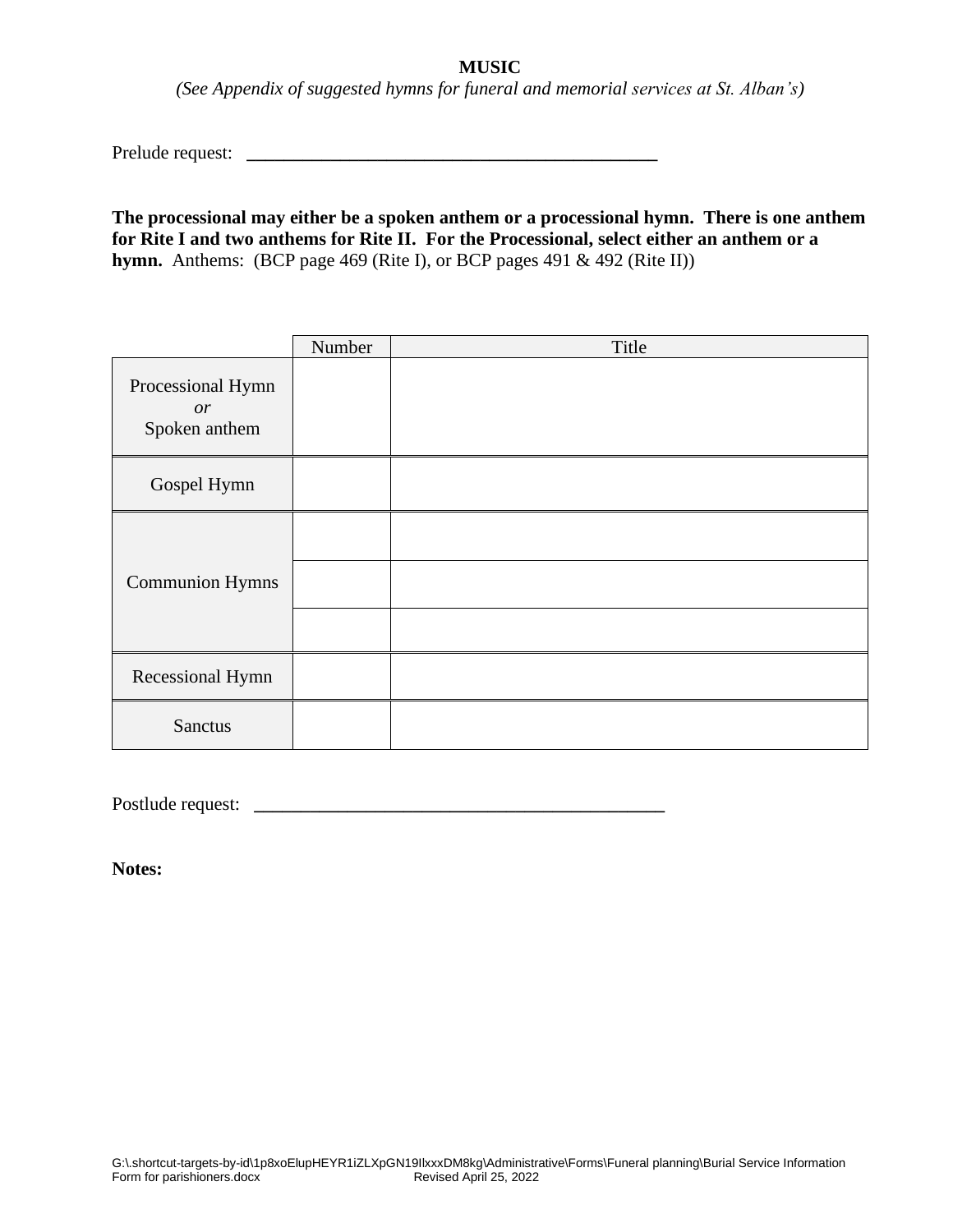**MUSIC**

*(See Appendix of suggested hymns for funeral and memorial services at St. Alban's)*

Prelude request: \_\_\_\_\_\_\_\_\_\_\_\_\_\_\_\_\_\_\_\_\_\_\_\_\_\_\_\_\_\_\_\_\_\_\_\_\_\_\_\_\_\_\_\_

**The processional may either be a spoken anthem or a processional hymn. There is one anthem for Rite I and two anthems for Rite II. For the Processional, select either an anthem or a hymn.** Anthems: (BCP page 469 (Rite I), or BCP pages 491 & 492 (Rite II))

| | Number | Title |
|---|---|---|
| Processional Hymn *or* Spoken anthem | | |
| Gospel Hymn | | |
| Communion Hymns | | |
| | | |
| | | |
| Recessional Hymn | | |
| Sanctus | | |

Postlude request: \_\_\_\_\_\_\_\_\_\_\_\_\_\_\_\_\_\_\_\_\_\_\_\_\_\_\_\_\_\_\_\_\_\_\_\_\_\_\_\_\_\_\_\_

**Notes:**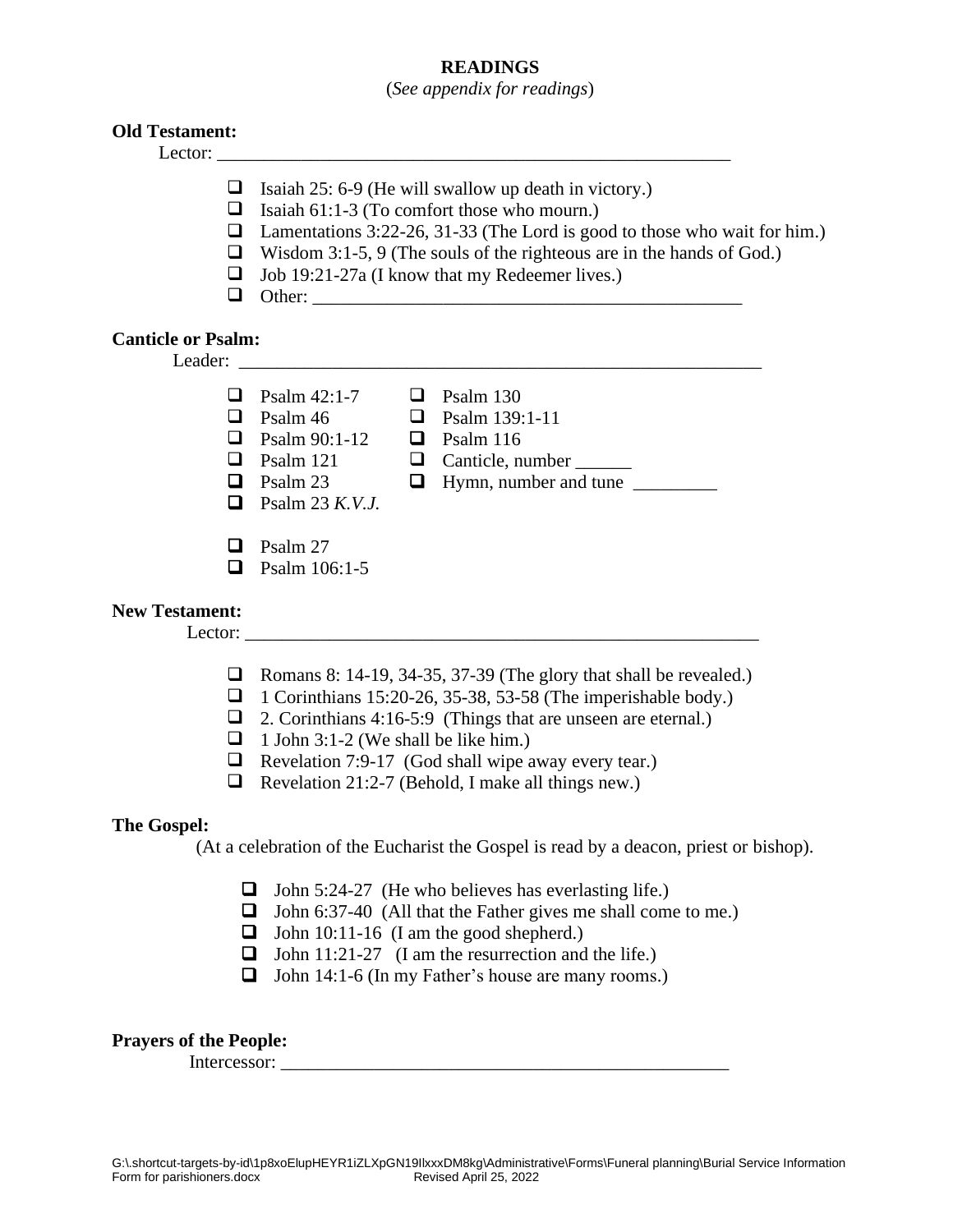## READINGS

(*See appendix for readings*)

**Old Testament:**

Lector: ________________________________________________________

- ☐ Isaiah 25: 6-9 (He will swallow up death in victory.)
- ☐ Isaiah 61:1-3 (To comfort those who mourn.)
- ☐ Lamentations 3:22-26, 31-33 (The Lord is good to those who wait for him.)
- ☐ Wisdom 3:1-5, 9 (The souls of the righteous are in the hands of God.)
- ☐ Job 19:21-27a (I know that my Redeemer lives.)
- ☐ Other: _______________________________________________

**Canticle or Psalm:**

Leader: _________________________________________________________

- ☐ Psalm 42:1-7
- ☐ Psalm 46
- ☐ Psalm 90:1-12
- ☐ Psalm 121
- ☐ Psalm 23
- ☐ Psalm 23 *K.V.J.*
- ☐ Psalm 27
- ☐ Psalm 106:1-5
- ☐ Psalm 130
- ☐ Psalm 139:1-11
- ☐ Psalm 116
- ☐ Canticle, number ______
- ☐ Hymn, number and tune _________

**New Testament:**

Lector: ________________________________________________________

- ☐ Romans 8: 14-19, 34-35, 37-39 (The glory that shall be revealed.)
- ☐ 1 Corinthians 15:20-26, 35-38, 53-58 (The imperishable body.)
- ☐ 2. Corinthians 4:16-5:9 (Things that are unseen are eternal.)
- ☐ 1 John 3:1-2 (We shall be like him.)
- ☐ Revelation 7:9-17 (God shall wipe away every tear.)
- ☐ Revelation 21:2-7 (Behold, I make all things new.)

**The Gospel:**

(At a celebration of the Eucharist the Gospel is read by a deacon, priest or bishop).

- ☐ John 5:24-27 (He who believes has everlasting life.)
- ☐ John 6:37-40 (All that the Father gives me shall come to me.)
- ☐ John 10:11-16 (I am the good shepherd.)
- ☐ John 11:21-27 (I am the resurrection and the life.)
- ☐ John 14:1-6 (In my Father's house are many rooms.)

**Prayers of the People:**

Intercessor: __________________________________________________

G:\.shortcut-targets-by-id\1p8xoElupHEYR1iZLXpGN19IlxxxDM8kg\Administrative\Forms\Funeral planning\Burial Service Information Form for parishioners.docx Revised April 25, 2022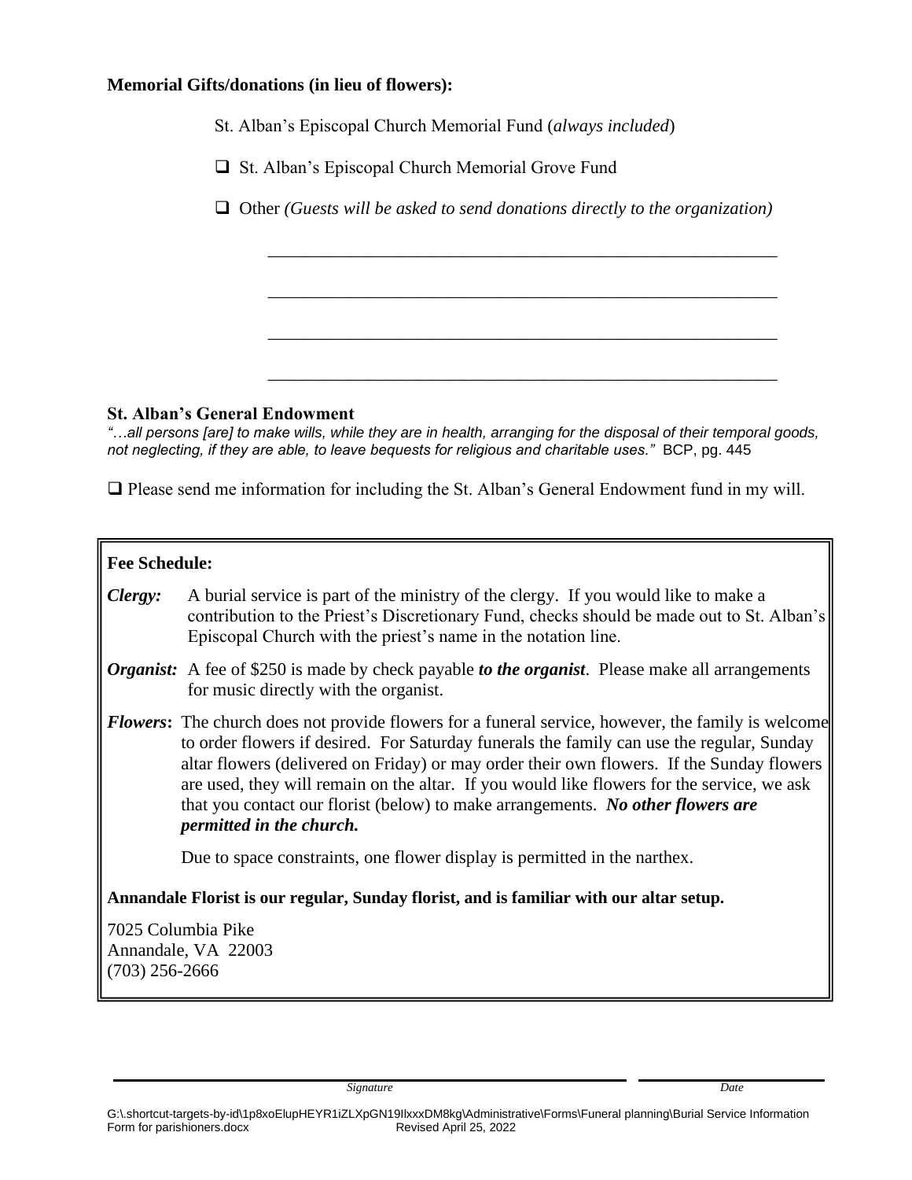**Memorial Gifts/donations (in lieu of flowers):**

St. Alban's Episcopal Church Memorial Fund (*always included*)

- ❑ St. Alban's Episcopal Church Memorial Grove Fund
- ❑ Other *(Guests will be asked to send donations directly to the organization)*

\_\_\_\_\_\_\_\_\_\_\_\_\_\_\_\_\_\_\_\_\_\_\_\_\_\_\_\_\_\_\_\_\_\_\_\_\_\_\_\_\_\_\_\_\_\_\_\_\_\_\_\_\_\_\_\_

\_\_\_\_\_\_\_\_\_\_\_\_\_\_\_\_\_\_\_\_\_\_\_\_\_\_\_\_\_\_\_\_\_\_\_\_\_\_\_\_\_\_\_\_\_\_\_\_\_\_\_\_\_\_\_\_

\_\_\_\_\_\_\_\_\_\_\_\_\_\_\_\_\_\_\_\_\_\_\_\_\_\_\_\_\_\_\_\_\_\_\_\_\_\_\_\_\_\_\_\_\_\_\_\_\_\_\_\_\_\_\_\_

\_\_\_\_\_\_\_\_\_\_\_\_\_\_\_\_\_\_\_\_\_\_\_\_\_\_\_\_\_\_\_\_\_\_\_\_\_\_\_\_\_\_\_\_\_\_\_\_\_\_\_\_\_\_\_\_

**St. Alban's General Endowment**

*"…all persons [are] to make wills, while they are in health, arranging for the disposal of their temporal goods, not neglecting, if they are able, to leave bequests for religious and charitable uses."* BCP, pg. 445

❑ Please send me information for including the St. Alban's General Endowment fund in my will.

**Fee Schedule:**

***Clergy:*** A burial service is part of the ministry of the clergy. If you would like to make a contribution to the Priest's Discretionary Fund, checks should be made out to St. Alban's Episcopal Church with the priest's name in the notation line.

***Organist:*** A fee of $250 is made by check payable ***to the organist***. Please make all arrangements for music directly with the organist.

***Flowers*:** The church does not provide flowers for a funeral service, however, the family is welcome to order flowers if desired. For Saturday funerals the family can use the regular, Sunday altar flowers (delivered on Friday) or may order their own flowers. If the Sunday flowers are used, they will remain on the altar. If you would like flowers for the service, we ask that you contact our florist (below) to make arrangements. ***No other flowers are permitted in the church.***

Due to space constraints, one flower display is permitted in the narthex.

**Annandale Florist is our regular, Sunday florist, and is familiar with our altar setup.**

7025 Columbia Pike
Annandale, VA 22003
(703) 256-2666

\_\_\_\_\_\_\_\_\_\_\_\_\_\_\_\_\_\_\_\_\_\_\_\_\_\_\_\_\_\_\_\_\_\_\_\_\_\_\_\_ \_\_\_\_\_\_\_\_\_\_\_\_\_\_\_\_\_\_\_\_
*Signature* *Date*

G:\.shortcut-targets-by-id\1p8xoElupHEYR1iZLXpGN19IlxxxDM8kg\Administrative\Forms\Funeral planning\Burial Service Information Form for parishioners.docx Revised April 25, 2022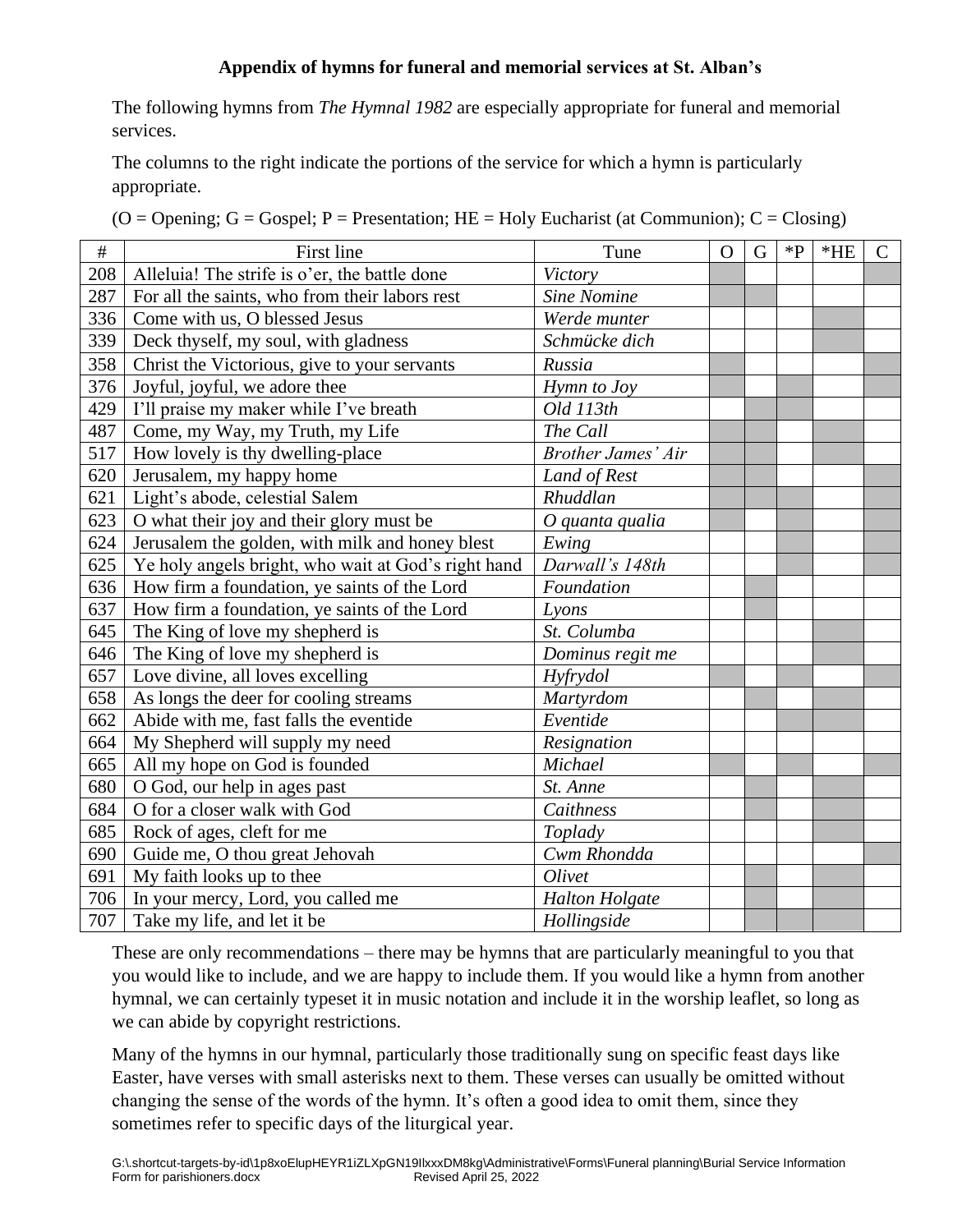**Appendix of hymns for funeral and memorial services at St. Alban's**

The following hymns from *The Hymnal 1982* are especially appropriate for funeral and memorial services.

The columns to the right indicate the portions of the service for which a hymn is particularly appropriate.

(O = Opening; G = Gospel; P = Presentation; HE = Holy Eucharist (at Communion); C = Closing)

| # | First line | Tune | O | G | *P | *HE | C |
|---|---|---|---|---|---|---|---|
| 208 | Alleluia! The strife is o'er, the battle done | *Victory* | ■ | | | | ■ |
| 287 | For all the saints, who from their labors rest | *Sine Nomine* | ■ | ■ | | | |
| 336 | Come with us, O blessed Jesus | *Werde munter* | | | | ■ | |
| 339 | Deck thyself, my soul, with gladness | *Schmücke dich* | | | | ■ | |
| 358 | Christ the Victorious, give to your servants | *Russia* | ■ | | | | ■ |
| 376 | Joyful, joyful, we adore thee | *Hymn to Joy* | ■ | | ■ | | ■ |
| 429 | I'll praise my maker while I've breath | *Old 113th* | | ■ | ■ | | |
| 487 | Come, my Way, my Truth, my Life | *The Call* | ■ | ■ | | ■ | |
| 517 | How lovely is thy dwelling-place | *Brother James' Air* | ■ | ■ | | ■ | |
| 620 | Jerusalem, my happy home | *Land of Rest* | ■ | ■ | | | ■ |
| 621 | Light's abode, celestial Salem | *Rhuddlan* | ■ | ■ | ■ | | ■ |
| 623 | O what their joy and their glory must be | *O quanta qualia* | ■ | | ■ | | ■ |
| 624 | Jerusalem the golden, with milk and honey blest | *Ewing* | | | ■ | | ■ |
| 625 | Ye holy angels bright, who wait at God's right hand | *Darwall's 148th* | | | ■ | | ■ |
| 636 | How firm a foundation, ye saints of the Lord | *Foundation* | | ■ | | | |
| 637 | How firm a foundation, ye saints of the Lord | *Lyons* | | ■ | | | |
| 645 | The King of love my shepherd is | *St. Columba* | | | | ■ | |
| 646 | The King of love my shepherd is | *Dominus regit me* | | | | ■ | |
| 657 | Love divine, all loves excelling | *Hyfrydol* | ■ | | ■ | | ■ |
| 658 | As longs the deer for cooling streams | *Martyrdom* | | ■ | | ■ | |
| 662 | Abide with me, fast falls the eventide | *Eventide* | | | ■ | ■ | |
| 664 | My Shepherd will supply my need | *Resignation* | | | | | |
| 665 | All my hope on God is founded | *Michael* | ■ | | ■ | | ■ |
| 680 | O God, our help in ages past | *St. Anne* | | ■ | | ■ | |
| 684 | O for a closer walk with God | *Caithness* | | ■ | | ■ | |
| 685 | Rock of ages, cleft for me | *Toplady* | | | | ■ | |
| 690 | Guide me, O thou great Jehovah | *Cwm Rhondda* | | | | | ■ |
| 691 | My faith looks up to thee | *Olivet* | | ■ | | ■ | |
| 706 | In your mercy, Lord, you called me | *Halton Holgate* | | ■ | | ■ | |
| 707 | Take my life, and let it be | *Hollingside* | | ■ | ■ | ■ | |

These are only recommendations – there may be hymns that are particularly meaningful to you that you would like to include, and we are happy to include them. If you would like a hymn from another hymnal, we can certainly typeset it in music notation and include it in the worship leaflet, so long as we can abide by copyright restrictions.

Many of the hymns in our hymnal, particularly those traditionally sung on specific feast days like Easter, have verses with small asterisks next to them. These verses can usually be omitted without changing the sense of the words of the hymn. It's often a good idea to omit them, since they sometimes refer to specific days of the liturgical year.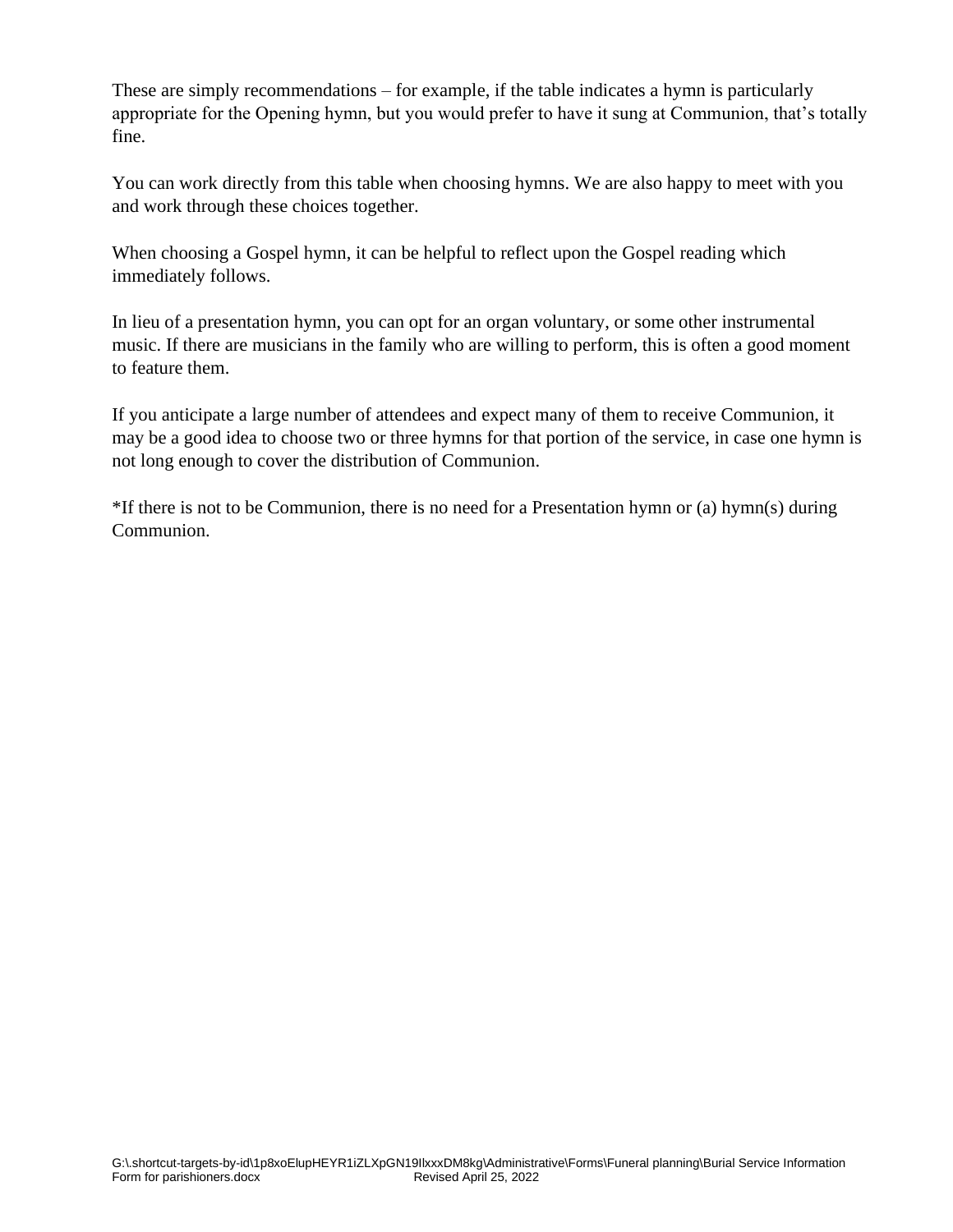These are simply recommendations – for example, if the table indicates a hymn is particularly appropriate for the Opening hymn, but you would prefer to have it sung at Communion, that's totally fine.

You can work directly from this table when choosing hymns. We are also happy to meet with you and work through these choices together.

When choosing a Gospel hymn, it can be helpful to reflect upon the Gospel reading which immediately follows.

In lieu of a presentation hymn, you can opt for an organ voluntary, or some other instrumental music. If there are musicians in the family who are willing to perform, this is often a good moment to feature them.

If you anticipate a large number of attendees and expect many of them to receive Communion, it may be a good idea to choose two or three hymns for that portion of the service, in case one hymn is not long enough to cover the distribution of Communion.

*If there is not to be Communion, there is no need for a Presentation hymn or (a) hymn(s) during Communion.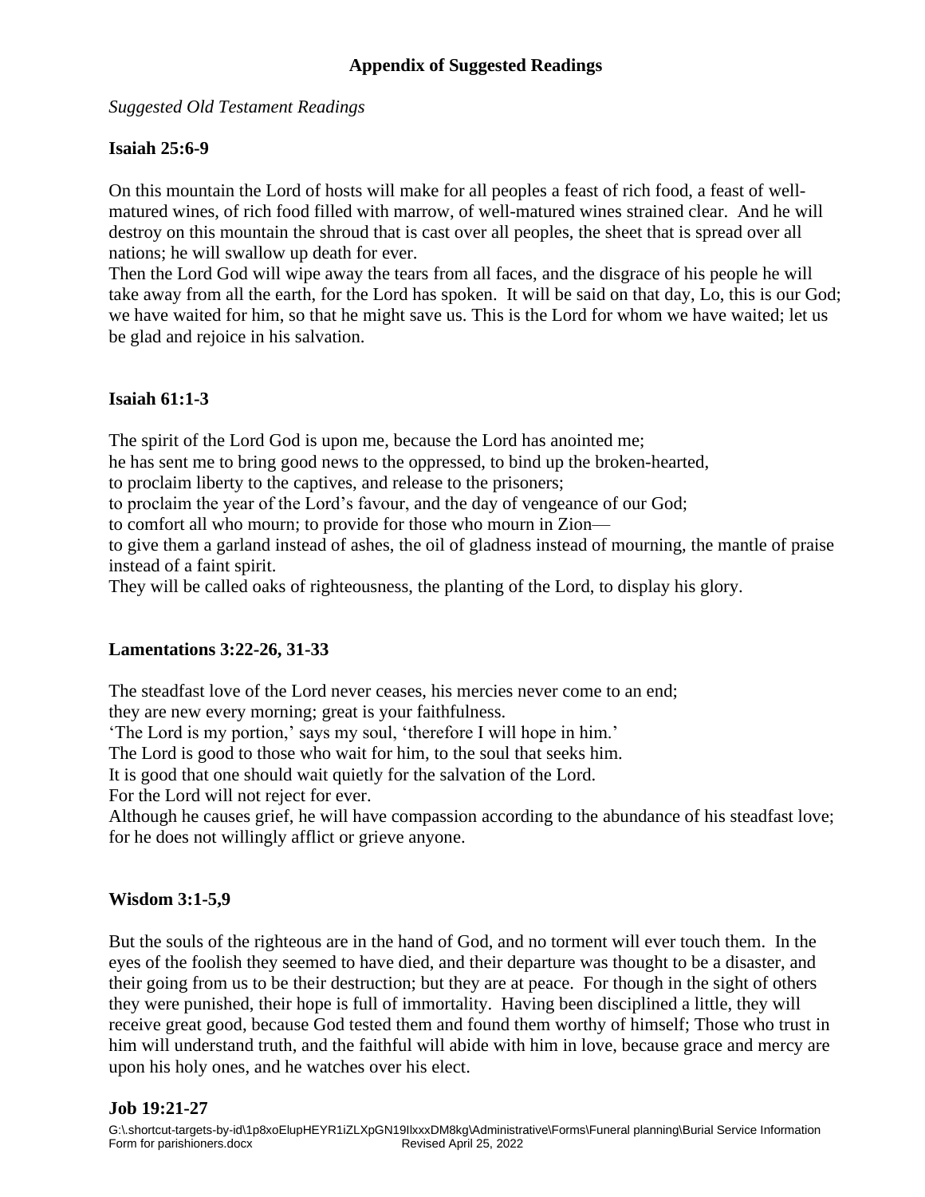## Appendix of Suggested Readings

*Suggested Old Testament Readings*

**Isaiah 25:6-9**

On this mountain the Lord of hosts will make for all peoples a feast of rich food, a feast of well-matured wines, of rich food filled with marrow, of well-matured wines strained clear. And he will destroy on this mountain the shroud that is cast over all peoples, the sheet that is spread over all nations; he will swallow up death for ever.
Then the Lord God will wipe away the tears from all faces, and the disgrace of his people he will take away from all the earth, for the Lord has spoken. It will be said on that day, Lo, this is our God; we have waited for him, so that he might save us. This is the Lord for whom we have waited; let us be glad and rejoice in his salvation.

**Isaiah 61:1-3**

The spirit of the Lord God is upon me, because the Lord has anointed me;
he has sent me to bring good news to the oppressed, to bind up the broken-hearted,
to proclaim liberty to the captives, and release to the prisoners;
to proclaim the year of the Lord's favour, and the day of vengeance of our God;
to comfort all who mourn; to provide for those who mourn in Zion—
to give them a garland instead of ashes, the oil of gladness instead of mourning, the mantle of praise instead of a faint spirit.
They will be called oaks of righteousness, the planting of the Lord, to display his glory.

**Lamentations 3:22-26, 31-33**

The steadfast love of the Lord never ceases, his mercies never come to an end;
they are new every morning; great is your faithfulness.
'The Lord is my portion,' says my soul, 'therefore I will hope in him.'
The Lord is good to those who wait for him, to the soul that seeks him.
It is good that one should wait quietly for the salvation of the Lord.
For the Lord will not reject for ever.
Although he causes grief, he will have compassion according to the abundance of his steadfast love; for he does not willingly afflict or grieve anyone.

**Wisdom 3:1-5,9**

But the souls of the righteous are in the hand of God, and no torment will ever touch them. In the eyes of the foolish they seemed to have died, and their departure was thought to be a disaster, and their going from us to be their destruction; but they are at peace. For though in the sight of others they were punished, their hope is full of immortality. Having been disciplined a little, they will receive great good, because God tested them and found them worthy of himself; Those who trust in him will understand truth, and the faithful will abide with him in love, because grace and mercy are upon his holy ones, and he watches over his elect.

**Job 19:21-27**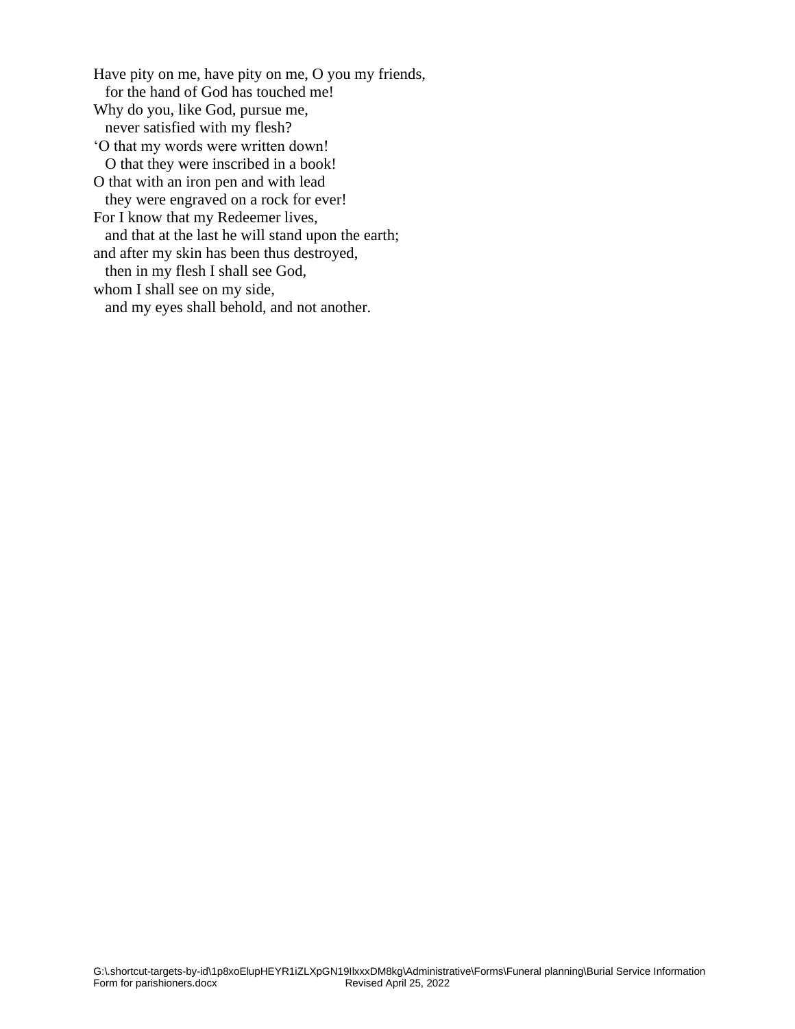Have pity on me, have pity on me, O you my friends,
  for the hand of God has touched me!
Why do you, like God, pursue me,
  never satisfied with my flesh?
'O that my words were written down!
  O that they were inscribed in a book!
O that with an iron pen and with lead
  they were engraved on a rock for ever!
For I know that my Redeemer lives,
  and that at the last he will stand upon the earth;
and after my skin has been thus destroyed,
  then in my flesh I shall see God,
whom I shall see on my side,
  and my eyes shall behold, and not another.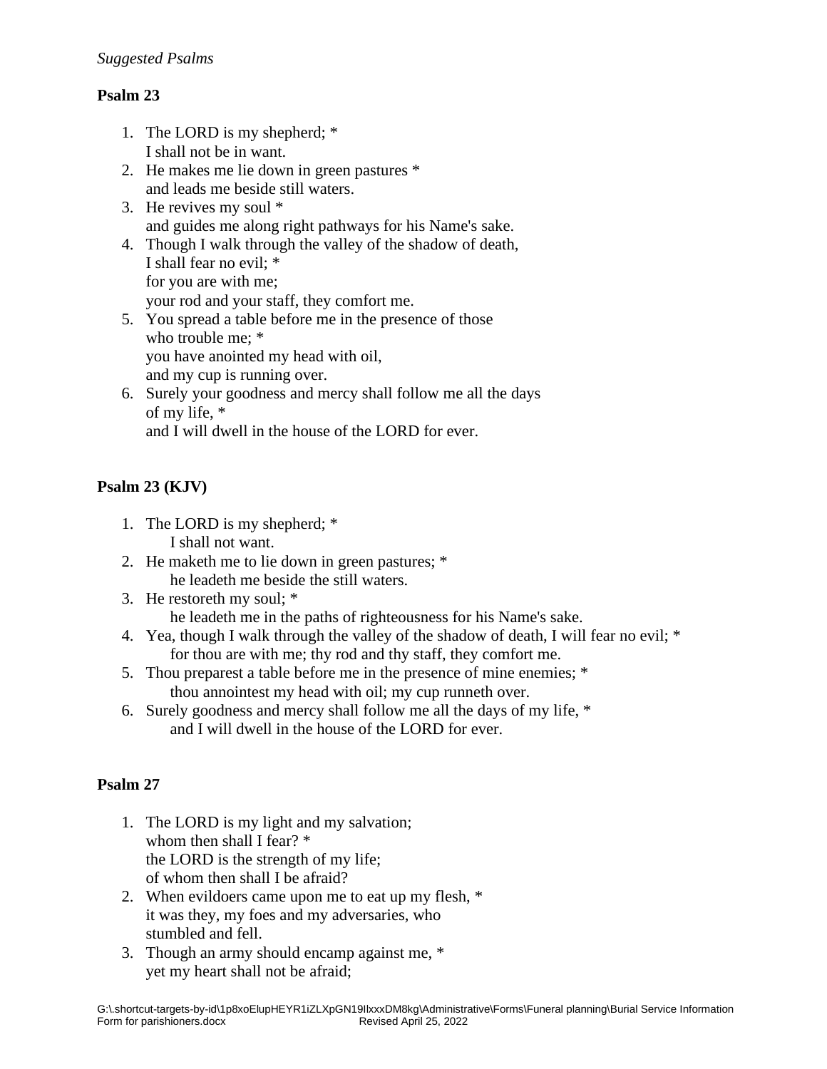*Suggested Psalms*

**Psalm 23**

1. The LORD is my shepherd; *
   I shall not be in want.
2. He makes me lie down in green pastures *
   and leads me beside still waters.
3. He revives my soul *
   and guides me along right pathways for his Name's sake.
4. Though I walk through the valley of the shadow of death,
   I shall fear no evil; *
   for you are with me;
   your rod and your staff, they comfort me.
5. You spread a table before me in the presence of those
   who trouble me; *
   you have anointed my head with oil,
   and my cup is running over.
6. Surely your goodness and mercy shall follow me all the days
   of my life, *
   and I will dwell in the house of the LORD for ever.

**Psalm 23 (KJV)**

1. The LORD is my shepherd; *
   I shall not want.
2. He maketh me to lie down in green pastures; *
   he leadeth me beside the still waters.
3. He restoreth my soul; *
   he leadeth me in the paths of righteousness for his Name's sake.
4. Yea, though I walk through the valley of the shadow of death, I will fear no evil; *
   for thou are with me; thy rod and thy staff, they comfort me.
5. Thou preparest a table before me in the presence of mine enemies; *
   thou annointest my head with oil; my cup runneth over.
6. Surely goodness and mercy shall follow me all the days of my life, *
   and I will dwell in the house of the LORD for ever.

**Psalm 27**

1. The LORD is my light and my salvation;
   whom then shall I fear? *
   the LORD is the strength of my life;
   of whom then shall I be afraid?
2. When evildoers came upon me to eat up my flesh, *
   it was they, my foes and my adversaries, who
   stumbled and fell.
3. Though an army should encamp against me, *
   yet my heart shall not be afraid;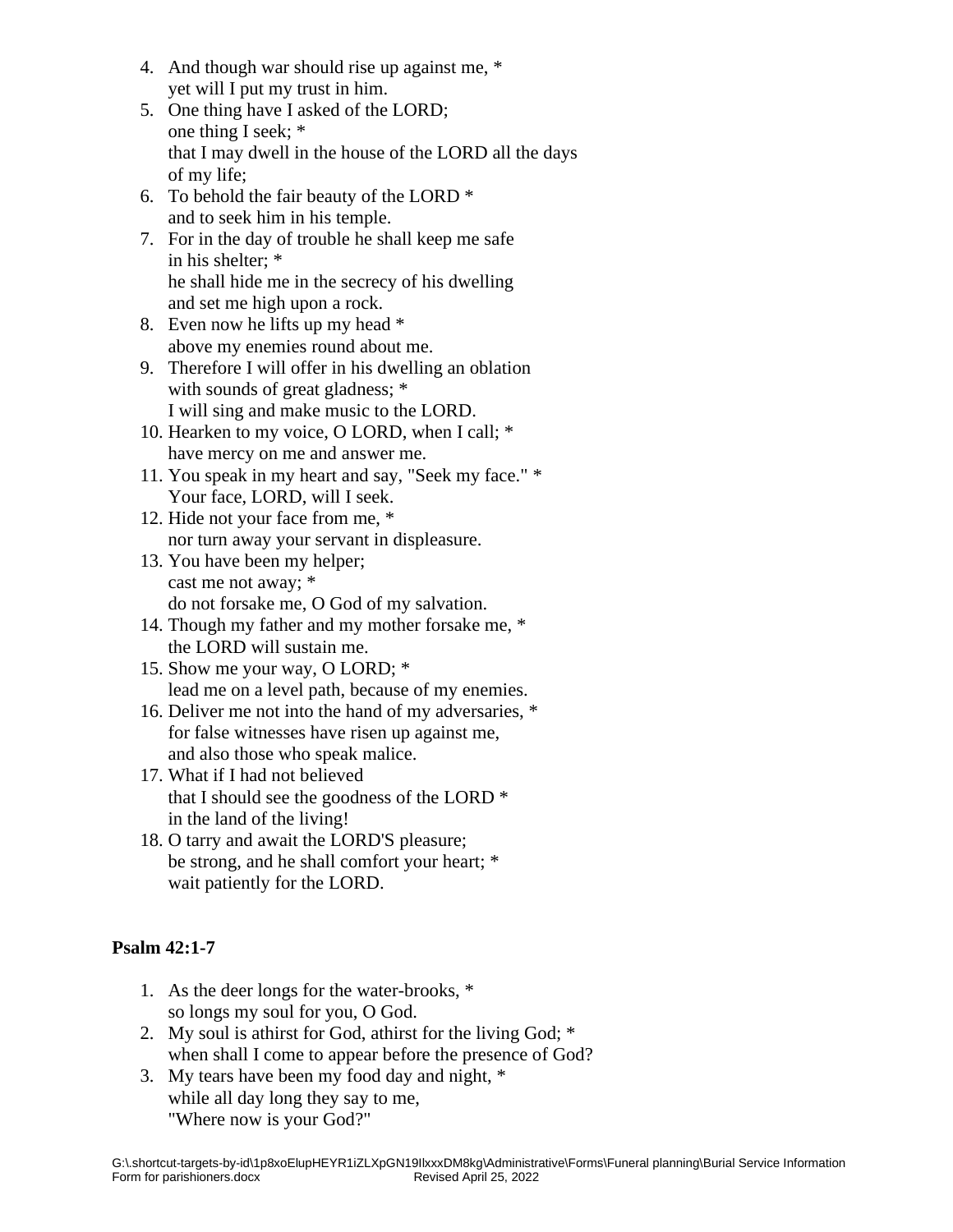4. And though war should rise up against me, *  
   yet will I put my trust in him.
5. One thing have I asked of the LORD;  
   one thing I seek; *  
   that I may dwell in the house of the LORD all the days of my life;
6. To behold the fair beauty of the LORD *  
   and to seek him in his temple.
7. For in the day of trouble he shall keep me safe in his shelter; *  
   he shall hide me in the secrecy of his dwelling  
   and set me high upon a rock.
8. Even now he lifts up my head *  
   above my enemies round about me.
9. Therefore I will offer in his dwelling an oblation  
   with sounds of great gladness; *  
   I will sing and make music to the LORD.
10. Hearken to my voice, O LORD, when I call; *  
    have mercy on me and answer me.
11. You speak in my heart and say, "Seek my face." *  
    Your face, LORD, will I seek.
12. Hide not your face from me, *  
    nor turn away your servant in displeasure.
13. You have been my helper;  
    cast me not away; *  
    do not forsake me, O God of my salvation.
14. Though my father and my mother forsake me, *  
    the LORD will sustain me.
15. Show me your way, O LORD; *  
    lead me on a level path, because of my enemies.
16. Deliver me not into the hand of my adversaries, *  
    for false witnesses have risen up against me,  
    and also those who speak malice.
17. What if I had not believed  
    that I should see the goodness of the LORD *  
    in the land of the living!
18. O tarry and await the LORD'S pleasure;  
    be strong, and he shall comfort your heart; *  
    wait patiently for the LORD.

**Psalm 42:1-7**

1. As the deer longs for the water-brooks, *  
   so longs my soul for you, O God.
2. My soul is athirst for God, athirst for the living God; *  
   when shall I come to appear before the presence of God?
3. My tears have been my food day and night, *  
   while all day long they say to me,  
   "Where now is your God?"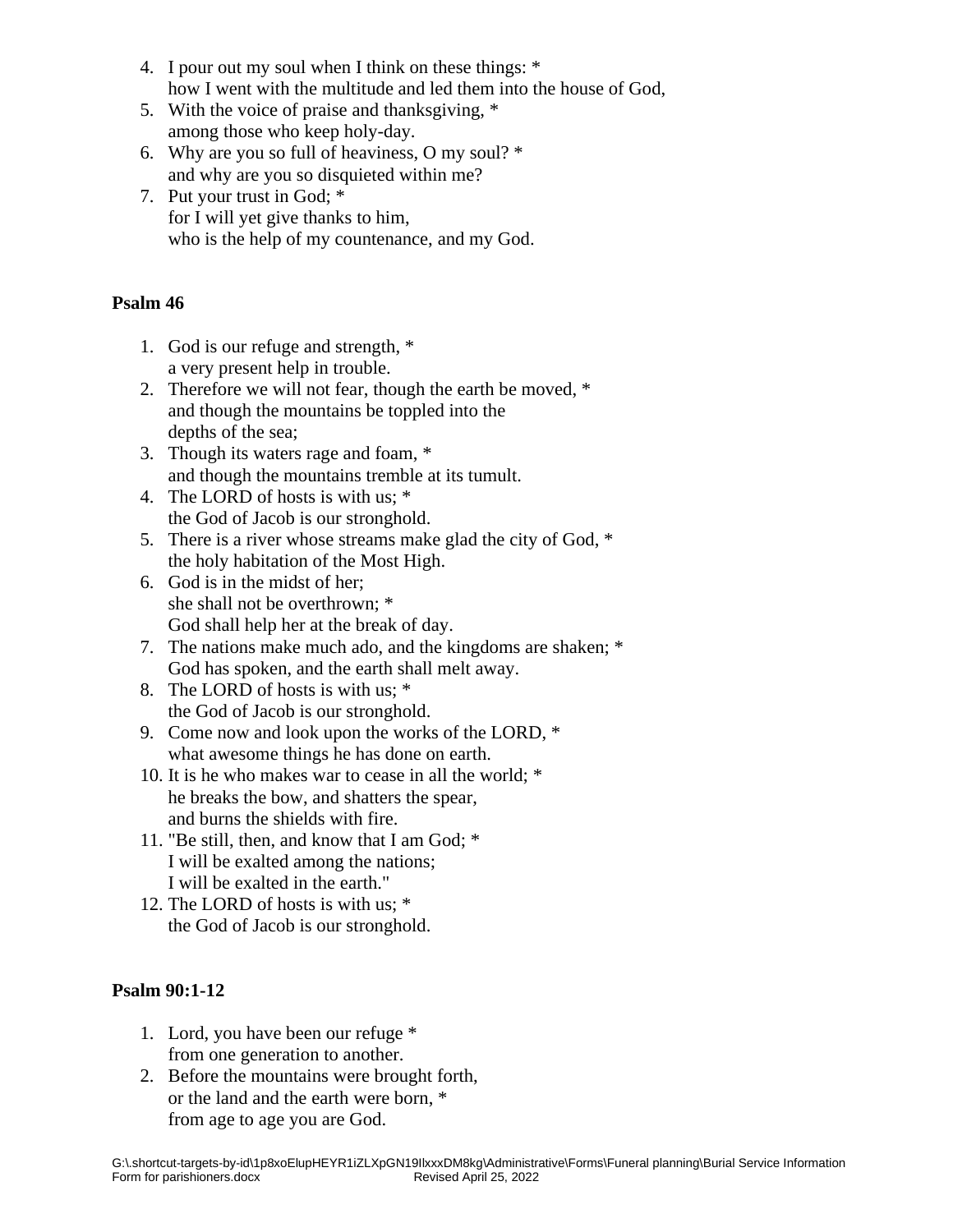4. I pour out my soul when I think on these things: *
   how I went with the multitude and led them into the house of God,
5. With the voice of praise and thanksgiving, *
   among those who keep holy-day.
6. Why are you so full of heaviness, O my soul? *
   and why are you so disquieted within me?
7. Put your trust in God; *
   for I will yet give thanks to him,
   who is the help of my countenance, and my God.

**Psalm 46**

1. God is our refuge and strength, *
   a very present help in trouble.
2. Therefore we will not fear, though the earth be moved, *
   and though the mountains be toppled into the
   depths of the sea;
3. Though its waters rage and foam, *
   and though the mountains tremble at its tumult.
4. The LORD of hosts is with us; *
   the God of Jacob is our stronghold.
5. There is a river whose streams make glad the city of God, *
   the holy habitation of the Most High.
6. God is in the midst of her;
   she shall not be overthrown; *
   God shall help her at the break of day.
7. The nations make much ado, and the kingdoms are shaken; *
   God has spoken, and the earth shall melt away.
8. The LORD of hosts is with us; *
   the God of Jacob is our stronghold.
9. Come now and look upon the works of the LORD, *
   what awesome things he has done on earth.
10. It is he who makes war to cease in all the world; *
    he breaks the bow, and shatters the spear,
    and burns the shields with fire.
11. "Be still, then, and know that I am God; *
    I will be exalted among the nations;
    I will be exalted in the earth."
12. The LORD of hosts is with us; *
    the God of Jacob is our stronghold.

**Psalm 90:1-12**

1. Lord, you have been our refuge *
   from one generation to another.
2. Before the mountains were brought forth,
   or the land and the earth were born, *
   from age to age you are God.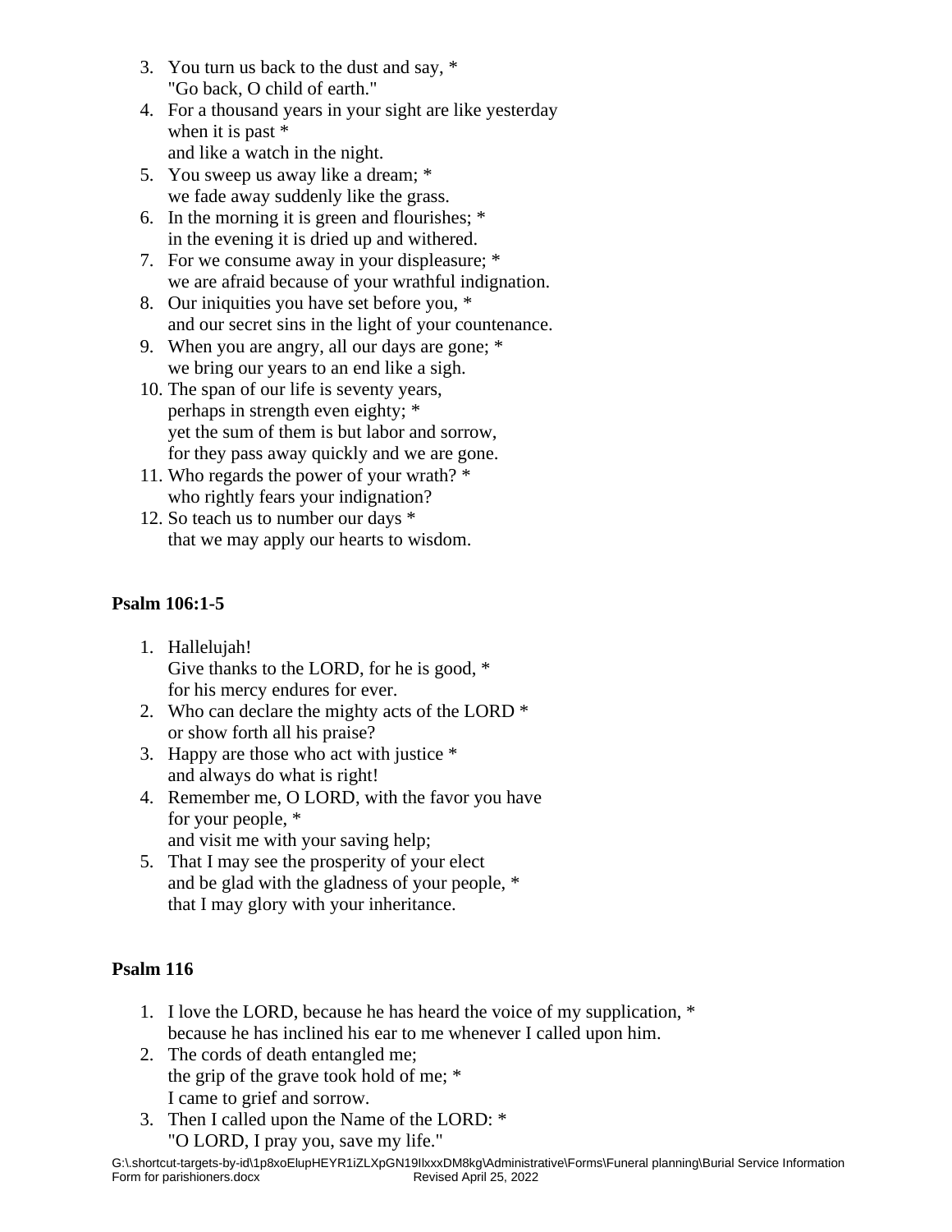3. You turn us back to the dust and say, *
   "Go back, O child of earth."
4. For a thousand years in your sight are like yesterday
   when it is past *
   and like a watch in the night.
5. You sweep us away like a dream; *
   we fade away suddenly like the grass.
6. In the morning it is green and flourishes; *
   in the evening it is dried up and withered.
7. For we consume away in your displeasure; *
   we are afraid because of your wrathful indignation.
8. Our iniquities you have set before you, *
   and our secret sins in the light of your countenance.
9. When you are angry, all our days are gone; *
   we bring our years to an end like a sigh.
10. The span of our life is seventy years,
    perhaps in strength even eighty; *
    yet the sum of them is but labor and sorrow,
    for they pass away quickly and we are gone.
11. Who regards the power of your wrath? *
    who rightly fears your indignation?
12. So teach us to number our days *
    that we may apply our hearts to wisdom.

**Psalm 106:1-5**

1. Hallelujah!
   Give thanks to the LORD, for he is good, *
   for his mercy endures for ever.
2. Who can declare the mighty acts of the LORD *
   or show forth all his praise?
3. Happy are those who act with justice *
   and always do what is right!
4. Remember me, O LORD, with the favor you have
   for your people, *
   and visit me with your saving help;
5. That I may see the prosperity of your elect
   and be glad with the gladness of your people, *
   that I may glory with your inheritance.

**Psalm 116**

1. I love the LORD, because he has heard the voice of my supplication, *
   because he has inclined his ear to me whenever I called upon him.
2. The cords of death entangled me;
   the grip of the grave took hold of me; *
   I came to grief and sorrow.
3. Then I called upon the Name of the LORD: *
   "O LORD, I pray you, save my life."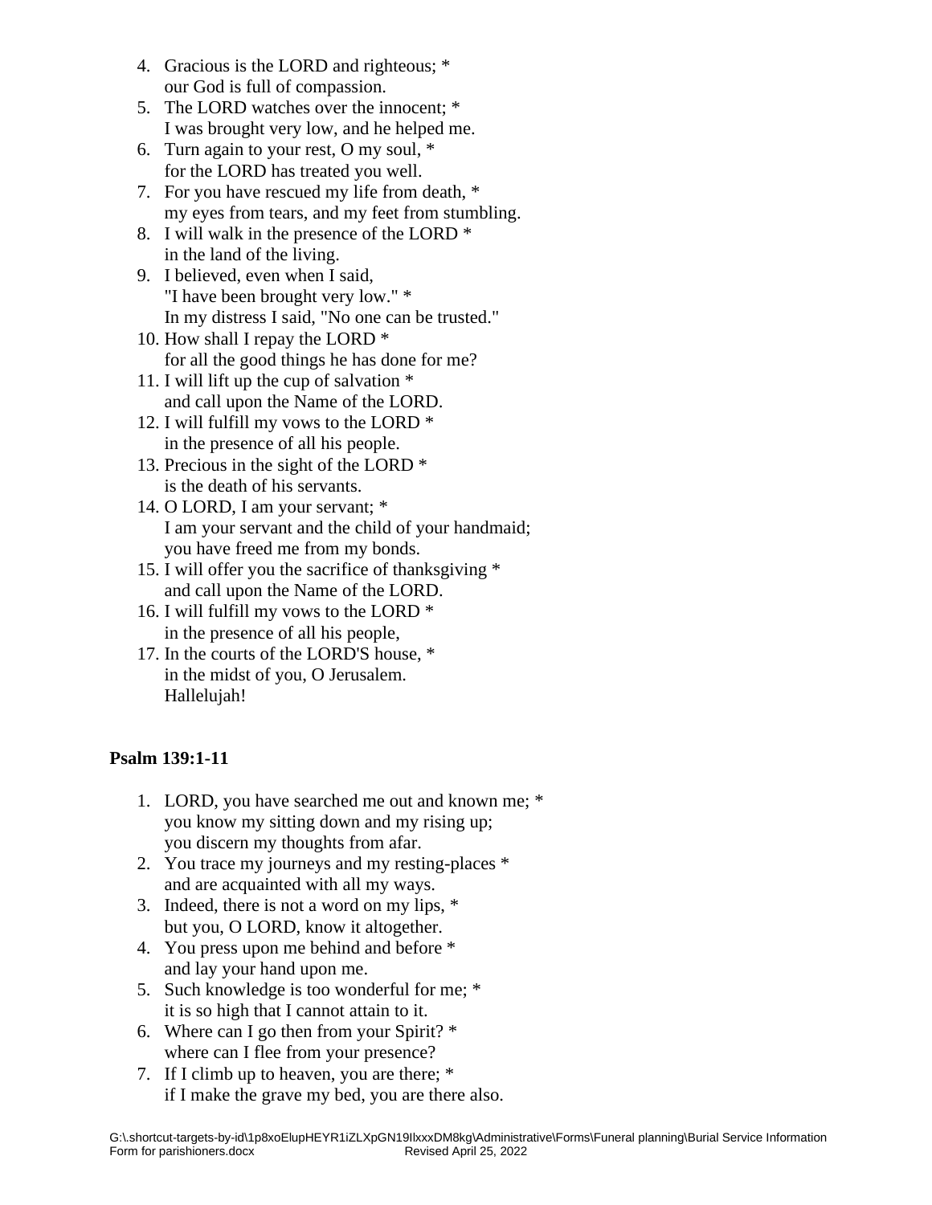4. Gracious is the LORD and righteous; *  
   our God is full of compassion.
5. The LORD watches over the innocent; *  
   I was brought very low, and he helped me.
6. Turn again to your rest, O my soul, *  
   for the LORD has treated you well.
7. For you have rescued my life from death, *  
   my eyes from tears, and my feet from stumbling.
8. I will walk in the presence of the LORD *  
   in the land of the living.
9. I believed, even when I said,  
   "I have been brought very low." *  
   In my distress I said, "No one can be trusted."
10. How shall I repay the LORD *  
    for all the good things he has done for me?
11. I will lift up the cup of salvation *  
    and call upon the Name of the LORD.
12. I will fulfill my vows to the LORD *  
    in the presence of all his people.
13. Precious in the sight of the LORD *  
    is the death of his servants.
14. O LORD, I am your servant; *  
    I am your servant and the child of your handmaid;  
    you have freed me from my bonds.
15. I will offer you the sacrifice of thanksgiving *  
    and call upon the Name of the LORD.
16. I will fulfill my vows to the LORD *  
    in the presence of all his people,
17. In the courts of the LORD'S house, *  
    in the midst of you, O Jerusalem.  
    Hallelujah!

**Psalm 139:1-11**

1. LORD, you have searched me out and known me; *  
   you know my sitting down and my rising up;  
   you discern my thoughts from afar.
2. You trace my journeys and my resting-places *  
   and are acquainted with all my ways.
3. Indeed, there is not a word on my lips, *  
   but you, O LORD, know it altogether.
4. You press upon me behind and before *  
   and lay your hand upon me.
5. Such knowledge is too wonderful for me; *  
   it is so high that I cannot attain to it.
6. Where can I go then from your Spirit? *  
   where can I flee from your presence?
7. If I climb up to heaven, you are there; *  
   if I make the grave my bed, you are there also.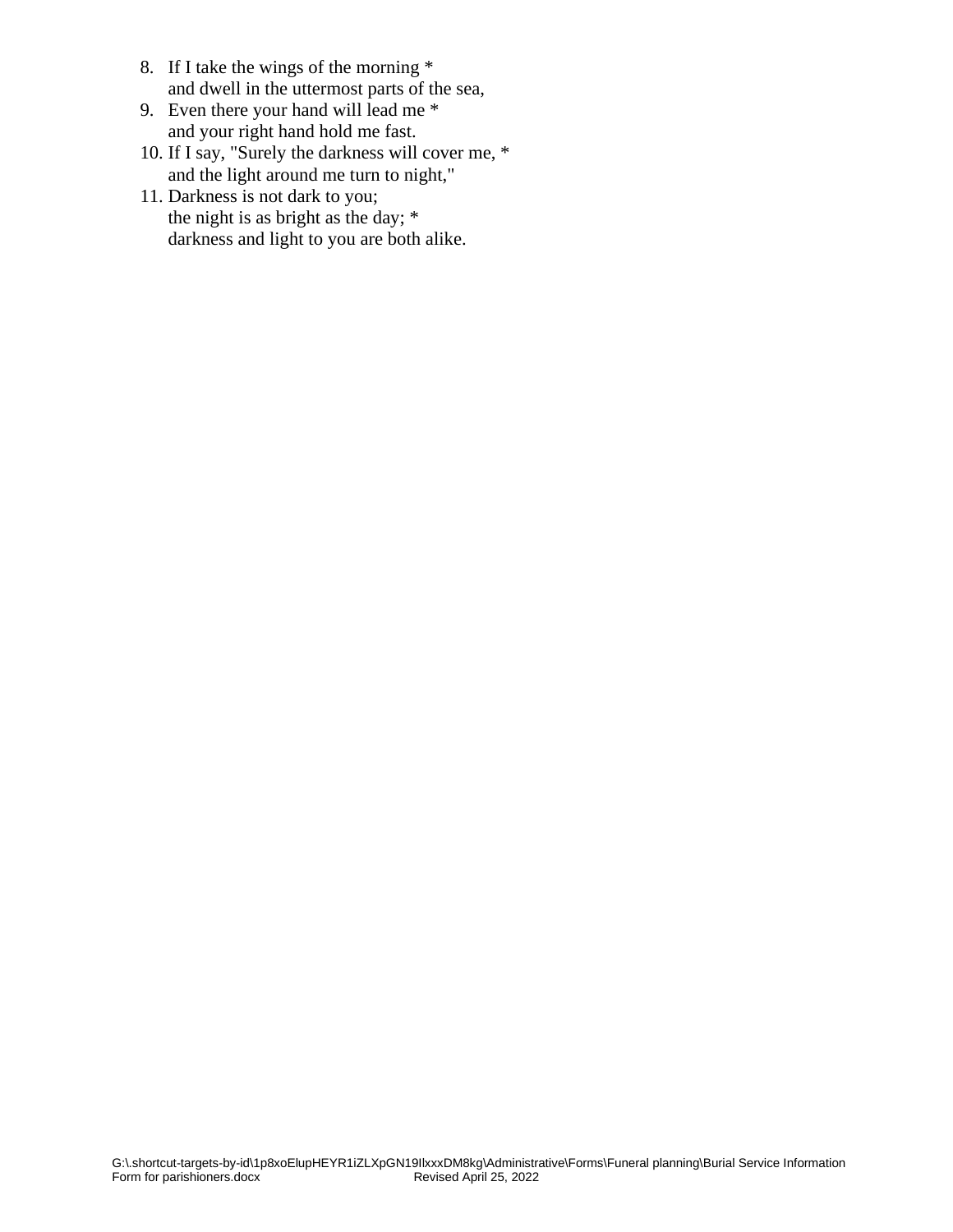8. If I take the wings of the morning *
   and dwell in the uttermost parts of the sea,
9. Even there your hand will lead me *
   and your right hand hold me fast.
10. If I say, "Surely the darkness will cover me, *
    and the light around me turn to night,"
11. Darkness is not dark to you;
    the night is as bright as the day; *
    darkness and light to you are both alike.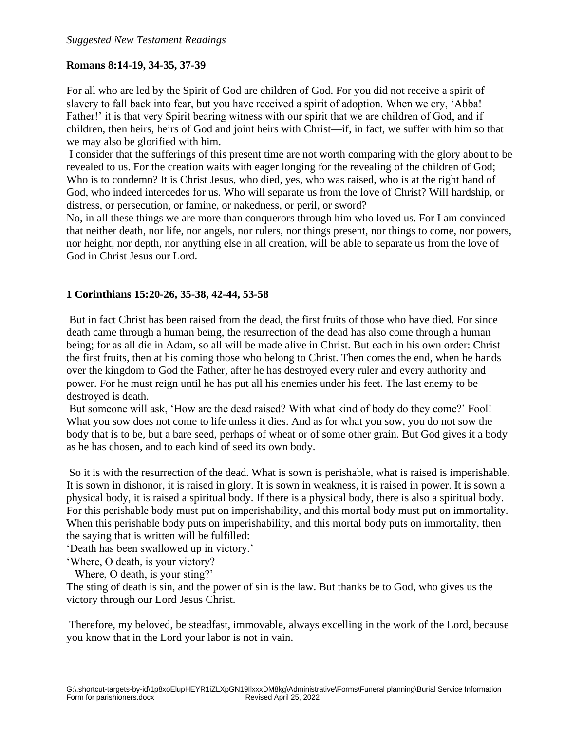*Suggested New Testament Readings*

**Romans 8:14-19, 34-35, 37-39**

For all who are led by the Spirit of God are children of God. For you did not receive a spirit of slavery to fall back into fear, but you have received a spirit of adoption. When we cry, 'Abba! Father!' it is that very Spirit bearing witness with our spirit that we are children of God, and if children, then heirs, heirs of God and joint heirs with Christ—if, in fact, we suffer with him so that we may also be glorified with him.

I consider that the sufferings of this present time are not worth comparing with the glory about to be revealed to us. For the creation waits with eager longing for the revealing of the children of God; Who is to condemn? It is Christ Jesus, who died, yes, who was raised, who is at the right hand of God, who indeed intercedes for us. Who will separate us from the love of Christ? Will hardship, or distress, or persecution, or famine, or nakedness, or peril, or sword?

No, in all these things we are more than conquerors through him who loved us. For I am convinced that neither death, nor life, nor angels, nor rulers, nor things present, nor things to come, nor powers, nor height, nor depth, nor anything else in all creation, will be able to separate us from the love of God in Christ Jesus our Lord.

**1 Corinthians 15:20-26, 35-38, 42-44, 53-58**

But in fact Christ has been raised from the dead, the first fruits of those who have died. For since death came through a human being, the resurrection of the dead has also come through a human being; for as all die in Adam, so all will be made alive in Christ. But each in his own order: Christ the first fruits, then at his coming those who belong to Christ. Then comes the end, when he hands over the kingdom to God the Father, after he has destroyed every ruler and every authority and power. For he must reign until he has put all his enemies under his feet. The last enemy to be destroyed is death.

But someone will ask, 'How are the dead raised? With what kind of body do they come?' Fool! What you sow does not come to life unless it dies. And as for what you sow, you do not sow the body that is to be, but a bare seed, perhaps of wheat or of some other grain. But God gives it a body as he has chosen, and to each kind of seed its own body.

So it is with the resurrection of the dead. What is sown is perishable, what is raised is imperishable. It is sown in dishonor, it is raised in glory. It is sown in weakness, it is raised in power. It is sown a physical body, it is raised a spiritual body. If there is a physical body, there is also a spiritual body. For this perishable body must put on imperishability, and this mortal body must put on immortality. When this perishable body puts on imperishability, and this mortal body puts on immortality, then the saying that is written will be fulfilled:

'Death has been swallowed up in victory.'
'Where, O death, is your victory?
Where, O death, is your sting?'

The sting of death is sin, and the power of sin is the law. But thanks be to God, who gives us the victory through our Lord Jesus Christ.

Therefore, my beloved, be steadfast, immovable, always excelling in the work of the Lord, because you know that in the Lord your labor is not in vain.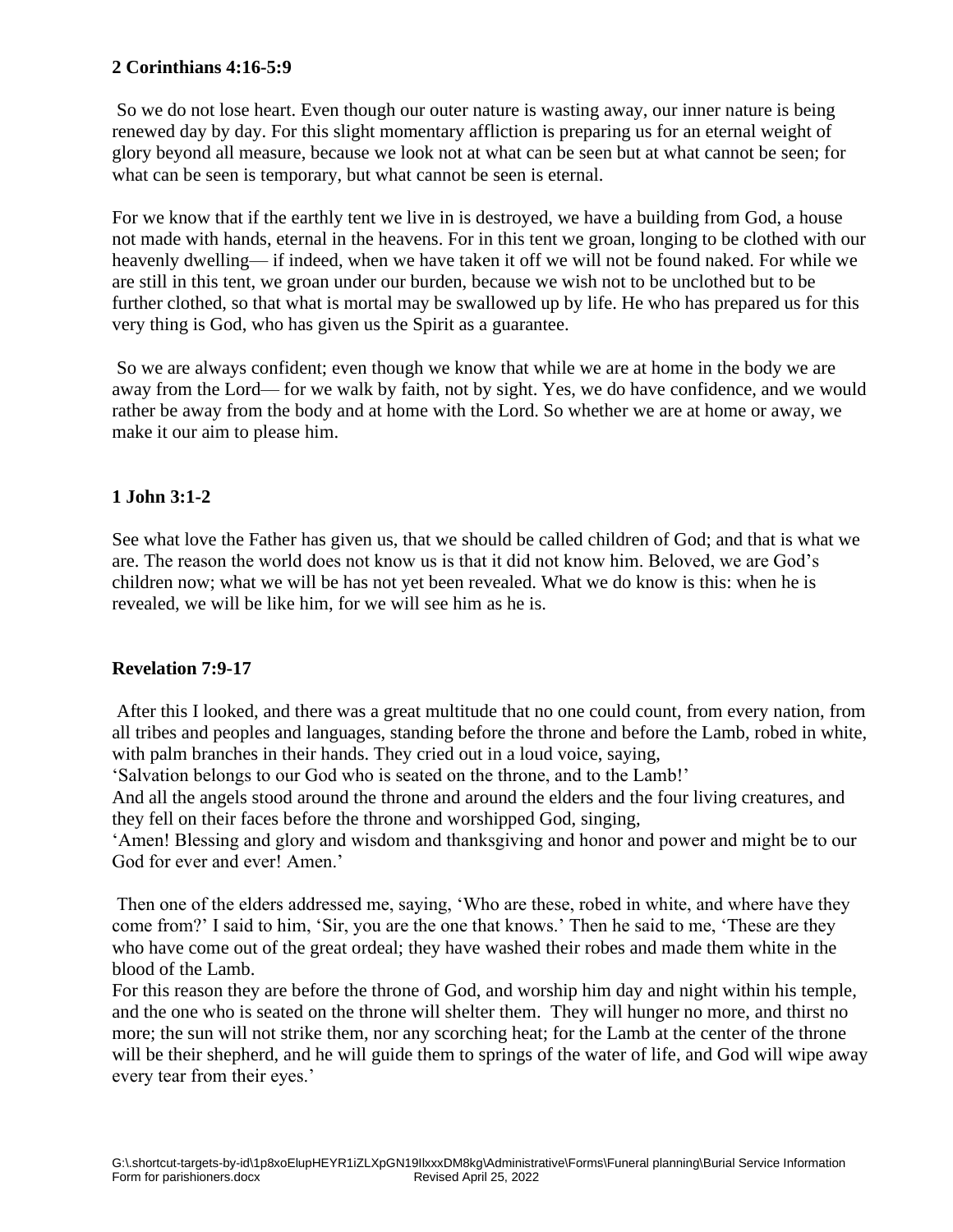**2 Corinthians 4:16-5:9**

So we do not lose heart. Even though our outer nature is wasting away, our inner nature is being renewed day by day. For this slight momentary affliction is preparing us for an eternal weight of glory beyond all measure, because we look not at what can be seen but at what cannot be seen; for what can be seen is temporary, but what cannot be seen is eternal.

For we know that if the earthly tent we live in is destroyed, we have a building from God, a house not made with hands, eternal in the heavens. For in this tent we groan, longing to be clothed with our heavenly dwelling— if indeed, when we have taken it off we will not be found naked. For while we are still in this tent, we groan under our burden, because we wish not to be unclothed but to be further clothed, so that what is mortal may be swallowed up by life. He who has prepared us for this very thing is God, who has given us the Spirit as a guarantee.

So we are always confident; even though we know that while we are at home in the body we are away from the Lord— for we walk by faith, not by sight. Yes, we do have confidence, and we would rather be away from the body and at home with the Lord. So whether we are at home or away, we make it our aim to please him.

**1 John 3:1-2**

See what love the Father has given us, that we should be called children of God; and that is what we are. The reason the world does not know us is that it did not know him. Beloved, we are God's children now; what we will be has not yet been revealed. What we do know is this: when he is revealed, we will be like him, for we will see him as he is.

**Revelation 7:9-17**

After this I looked, and there was a great multitude that no one could count, from every nation, from all tribes and peoples and languages, standing before the throne and before the Lamb, robed in white, with palm branches in their hands. They cried out in a loud voice, saying,
'Salvation belongs to our God who is seated on the throne, and to the Lamb!'
And all the angels stood around the throne and around the elders and the four living creatures, and they fell on their faces before the throne and worshipped God, singing,
'Amen! Blessing and glory and wisdom and thanksgiving and honor and power and might be to our God for ever and ever! Amen.'

Then one of the elders addressed me, saying, 'Who are these, robed in white, and where have they come from?' I said to him, 'Sir, you are the one that knows.' Then he said to me, 'These are they who have come out of the great ordeal; they have washed their robes and made them white in the blood of the Lamb.
For this reason they are before the throne of God, and worship him day and night within his temple, and the one who is seated on the throne will shelter them. They will hunger no more, and thirst no more; the sun will not strike them, nor any scorching heat; for the Lamb at the center of the throne will be their shepherd, and he will guide them to springs of the water of life, and God will wipe away every tear from their eyes.'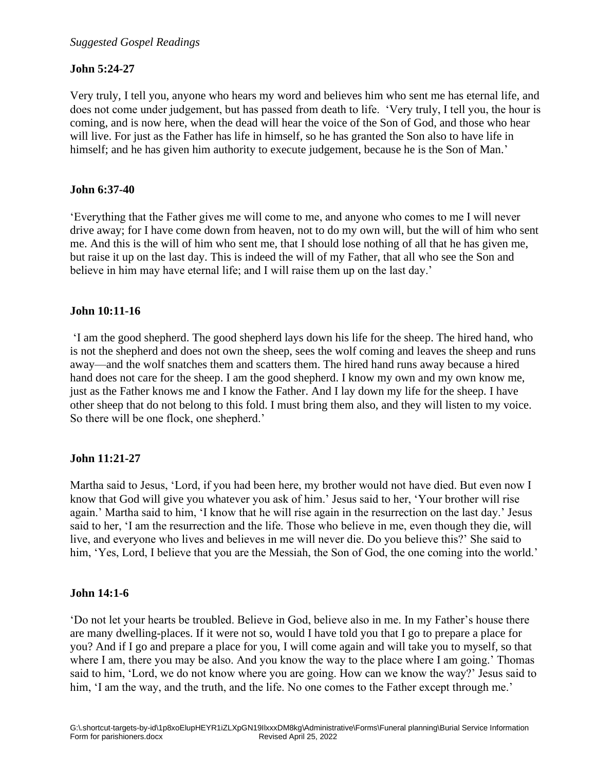*Suggested Gospel Readings*

**John 5:24-27**

Very truly, I tell you, anyone who hears my word and believes him who sent me has eternal life, and does not come under judgement, but has passed from death to life. 'Very truly, I tell you, the hour is coming, and is now here, when the dead will hear the voice of the Son of God, and those who hear will live. For just as the Father has life in himself, so he has granted the Son also to have life in himself; and he has given him authority to execute judgement, because he is the Son of Man.'

**John 6:37-40**

'Everything that the Father gives me will come to me, and anyone who comes to me I will never drive away; for I have come down from heaven, not to do my own will, but the will of him who sent me. And this is the will of him who sent me, that I should lose nothing of all that he has given me, but raise it up on the last day. This is indeed the will of my Father, that all who see the Son and believe in him may have eternal life; and I will raise them up on the last day.'

**John 10:11-16**

'I am the good shepherd. The good shepherd lays down his life for the sheep. The hired hand, who is not the shepherd and does not own the sheep, sees the wolf coming and leaves the sheep and runs away—and the wolf snatches them and scatters them. The hired hand runs away because a hired hand does not care for the sheep. I am the good shepherd. I know my own and my own know me, just as the Father knows me and I know the Father. And I lay down my life for the sheep. I have other sheep that do not belong to this fold. I must bring them also, and they will listen to my voice. So there will be one flock, one shepherd.'

**John 11:21-27**

Martha said to Jesus, 'Lord, if you had been here, my brother would not have died. But even now I know that God will give you whatever you ask of him.' Jesus said to her, 'Your brother will rise again.' Martha said to him, 'I know that he will rise again in the resurrection on the last day.' Jesus said to her, 'I am the resurrection and the life. Those who believe in me, even though they die, will live, and everyone who lives and believes in me will never die. Do you believe this?' She said to him, 'Yes, Lord, I believe that you are the Messiah, the Son of God, the one coming into the world.'

**John 14:1-6**

'Do not let your hearts be troubled. Believe in God, believe also in me. In my Father's house there are many dwelling-places. If it were not so, would I have told you that I go to prepare a place for you? And if I go and prepare a place for you, I will come again and will take you to myself, so that where I am, there you may be also. And you know the way to the place where I am going.' Thomas said to him, 'Lord, we do not know where you are going. How can we know the way?' Jesus said to him, 'I am the way, and the truth, and the life. No one comes to the Father except through me.'